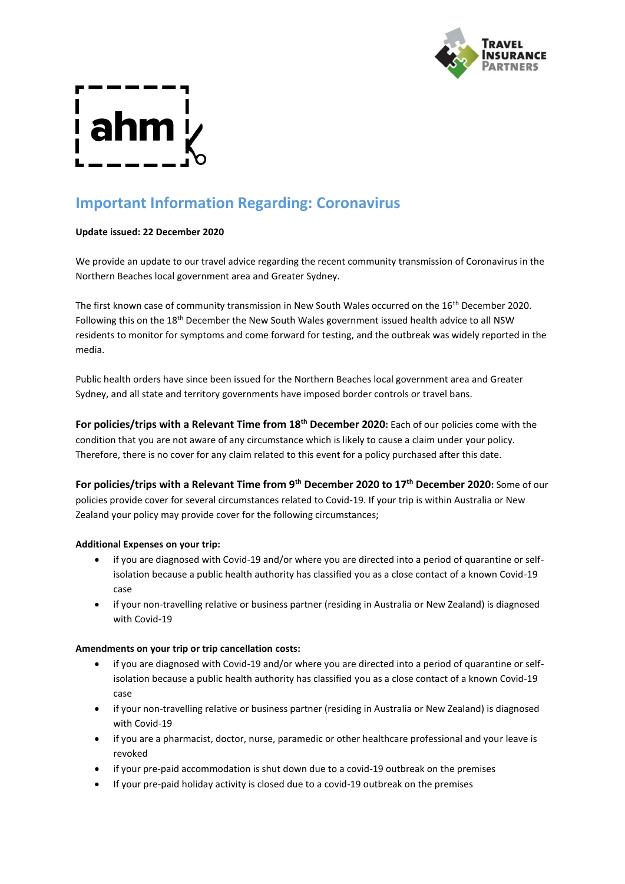# Important Information Regarding: Coronavirus

**Update issued: 22 December 2020**

We provide an update to our travel advice regarding the recent community transmission of Coronavirus in the Northern Beaches local government area and Greater Sydney.

The first known case of community transmission in New South Wales occurred on the 16th December 2020. Following this on the 18th December the New South Wales government issued health advice to all NSW residents to monitor for symptoms and come forward for testing, and the outbreak was widely reported in the media.

Public health orders have since been issued for the Northern Beaches local government area and Greater Sydney, and all state and territory governments have imposed border controls or travel bans.

**For policies/trips with a Relevant Time from 18th December 2020:** Each of our policies come with the condition that you are not aware of any circumstance which is likely to cause a claim under your policy. Therefore, there is no cover for any claim related to this event for a policy purchased after this date.

**For policies/trips with a Relevant Time from 9th December 2020 to 17th December 2020:** Some of our policies provide cover for several circumstances related to Covid-19. If your trip is within Australia or New Zealand your policy may provide cover for the following circumstances;

**Additional Expenses on your trip:**

- if you are diagnosed with Covid-19 and/or where you are directed into a period of quarantine or self-isolation because a public health authority has classified you as a close contact of a known Covid-19 case
- if your non-travelling relative or business partner (residing in Australia or New Zealand) is diagnosed with Covid-19

**Amendments on your trip or trip cancellation costs:**

- if you are diagnosed with Covid-19 and/or where you are directed into a period of quarantine or self-isolation because a public health authority has classified you as a close contact of a known Covid-19 case
- if your non-travelling relative or business partner (residing in Australia or New Zealand) is diagnosed with Covid-19
- if you are a pharmacist, doctor, nurse, paramedic or other healthcare professional and your leave is revoked
- if your pre-paid accommodation is shut down due to a covid-19 outbreak on the premises
- If your pre-paid holiday activity is closed due to a covid-19 outbreak on the premises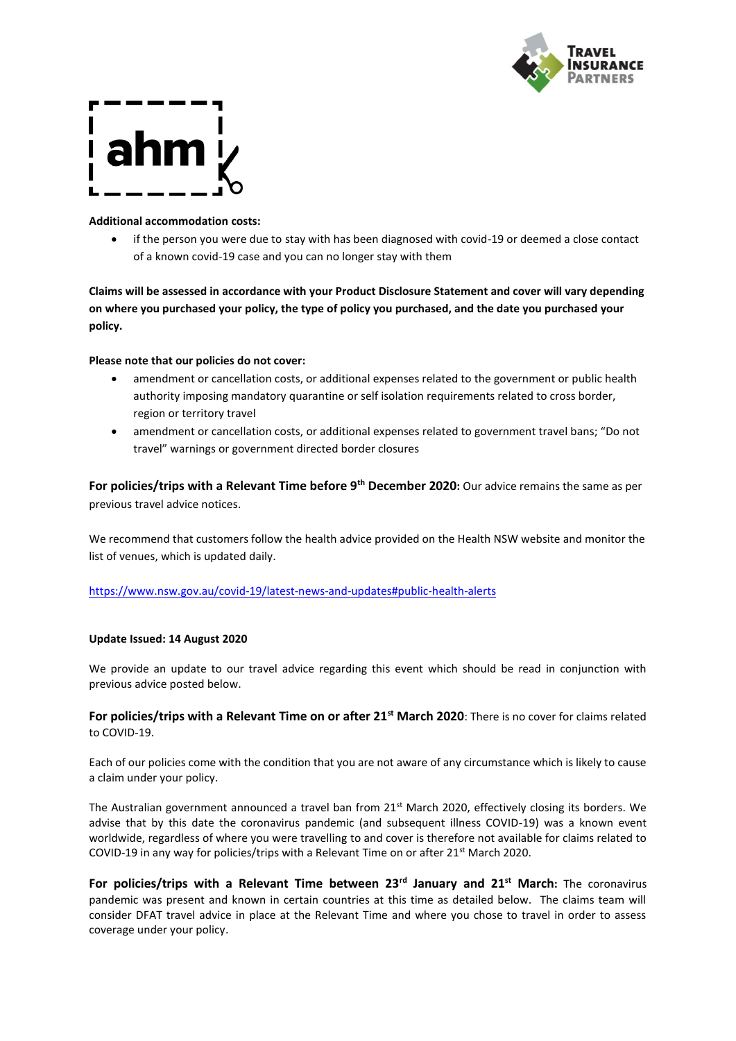**Additional accommodation costs:**

- if the person you were due to stay with has been diagnosed with covid-19 or deemed a close contact of a known covid-19 case and you can no longer stay with them

**Claims will be assessed in accordance with your Product Disclosure Statement and cover will vary depending on where you purchased your policy, the type of policy you purchased, and the date you purchased your policy.**

**Please note that our policies do not cover:**

- amendment or cancellation costs, or additional expenses related to the government or public health authority imposing mandatory quarantine or self isolation requirements related to cross border, region or territory travel
- amendment or cancellation costs, or additional expenses related to government travel bans; "Do not travel" warnings or government directed border closures

**For policies/trips with a Relevant Time before 9th December 2020:** Our advice remains the same as per previous travel advice notices.

We recommend that customers follow the health advice provided on the Health NSW website and monitor the list of venues, which is updated daily.

https://www.nsw.gov.au/covid-19/latest-news-and-updates#public-health-alerts

**Update Issued: 14 August 2020**

We provide an update to our travel advice regarding this event which should be read in conjunction with previous advice posted below.

**For policies/trips with a Relevant Time on or after 21st March 2020**: There is no cover for claims related to COVID-19.

Each of our policies come with the condition that you are not aware of any circumstance which is likely to cause a claim under your policy.

The Australian government announced a travel ban from 21st March 2020, effectively closing its borders. We advise that by this date the coronavirus pandemic (and subsequent illness COVID-19) was a known event worldwide, regardless of where you were travelling to and cover is therefore not available for claims related to COVID-19 in any way for policies/trips with a Relevant Time on or after 21st March 2020.

**For policies/trips with a Relevant Time between 23rd January and 21st March:** The coronavirus pandemic was present and known in certain countries at this time as detailed below. The claims team will consider DFAT travel advice in place at the Relevant Time and where you chose to travel in order to assess coverage under your policy.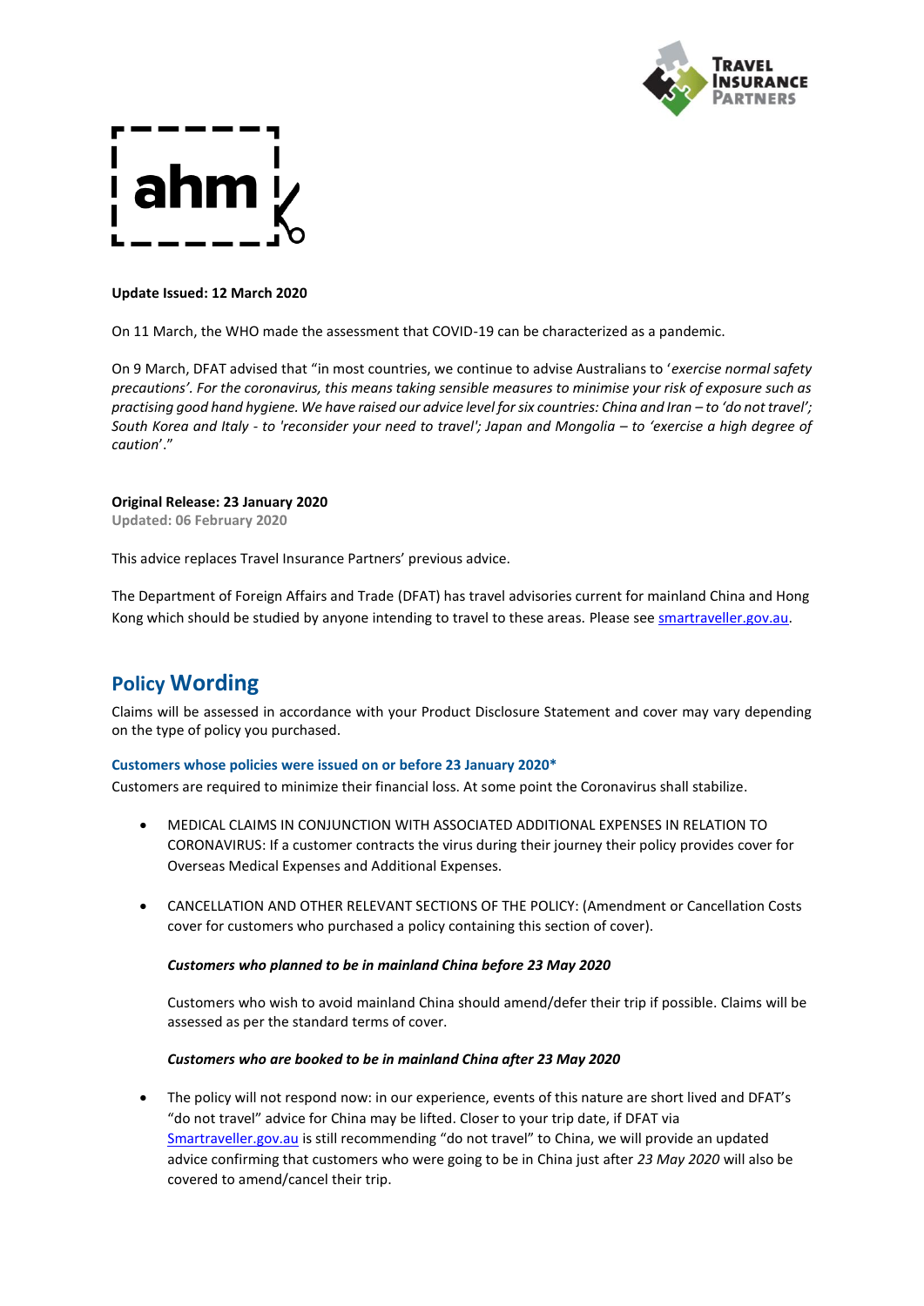**Update Issued: 12 March 2020**

On 11 March, the WHO made the assessment that COVID-19 can be characterized as a pandemic.

On 9 March, DFAT advised that "in most countries, we continue to advise Australians to '*exercise normal safety precautions'. For the coronavirus, this means taking sensible measures to minimise your risk of exposure such as practising good hand hygiene. We have raised our advice level for six countries: China and Iran – to 'do not travel'; South Korea and Italy - to 'reconsider your need to travel'; Japan and Mongolia – to 'exercise a high degree of caution*'."

**Original Release: 23 January 2020**
**Updated: 06 February 2020**

This advice replaces Travel Insurance Partners' previous advice.

The Department of Foreign Affairs and Trade (DFAT) has travel advisories current for mainland China and Hong Kong which should be studied by anyone intending to travel to these areas. Please see smartraveller.gov.au.

## Policy Wording

Claims will be assessed in accordance with your Product Disclosure Statement and cover may vary depending on the type of policy you purchased.

#### Customers whose policies were issued on or before 23 January 2020*

Customers are required to minimize their financial loss. At some point the Coronavirus shall stabilize.

- MEDICAL CLAIMS IN CONJUNCTION WITH ASSOCIATED ADDITIONAL EXPENSES IN RELATION TO CORONAVIRUS: If a customer contracts the virus during their journey their policy provides cover for Overseas Medical Expenses and Additional Expenses.

- CANCELLATION AND OTHER RELEVANT SECTIONS OF THE POLICY: (Amendment or Cancellation Costs cover for customers who purchased a policy containing this section of cover).

  ***Customers who planned to be in mainland China before 23 May 2020***

  Customers who wish to avoid mainland China should amend/defer their trip if possible. Claims will be assessed as per the standard terms of cover.

  ***Customers who are booked to be in mainland China after 23 May 2020***

- The policy will not respond now: in our experience, events of this nature are short lived and DFAT's "do not travel" advice for China may be lifted. Closer to your trip date, if DFAT via Smartraveller.gov.au is still recommending "do not travel" to China, we will provide an updated advice confirming that customers who were going to be in China just after *23 May 2020* will also be covered to amend/cancel their trip.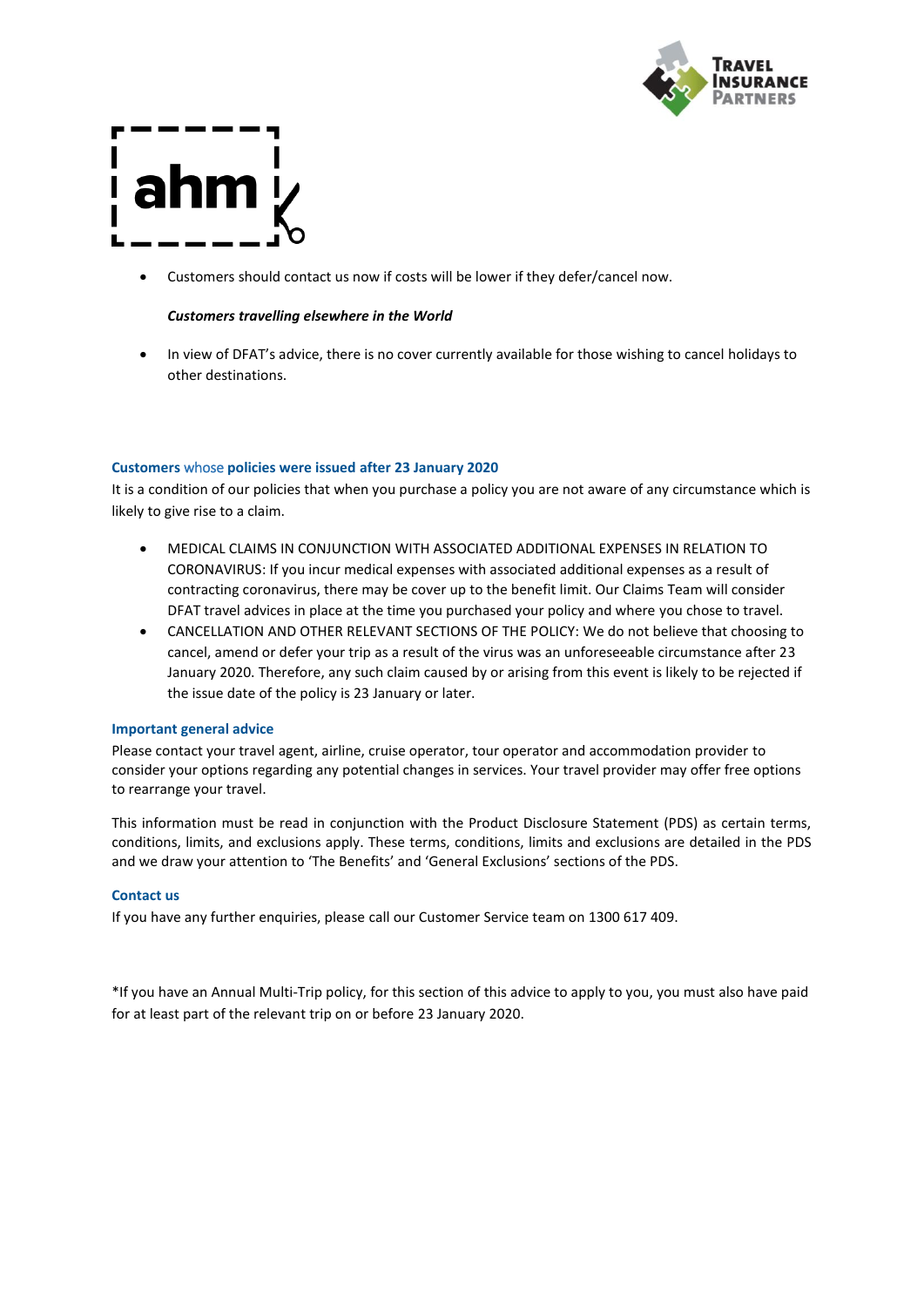- Customers should contact us now if costs will be lower if they defer/cancel now.

***Customers travelling elsewhere in the World***

- In view of DFAT's advice, there is no cover currently available for those wishing to cancel holidays to other destinations.

### Customers whose policies were issued after 23 January 2020

It is a condition of our policies that when you purchase a policy you are not aware of any circumstance which is likely to give rise to a claim.

- MEDICAL CLAIMS IN CONJUNCTION WITH ASSOCIATED ADDITIONAL EXPENSES IN RELATION TO CORONAVIRUS: If you incur medical expenses with associated additional expenses as a result of contracting coronavirus, there may be cover up to the benefit limit. Our Claims Team will consider DFAT travel advices in place at the time you purchased your policy and where you chose to travel.
- CANCELLATION AND OTHER RELEVANT SECTIONS OF THE POLICY: We do not believe that choosing to cancel, amend or defer your trip as a result of the virus was an unforeseeable circumstance after 23 January 2020. Therefore, any such claim caused by or arising from this event is likely to be rejected if the issue date of the policy is 23 January or later.

### Important general advice

Please contact your travel agent, airline, cruise operator, tour operator and accommodation provider to consider your options regarding any potential changes in services. Your travel provider may offer free options to rearrange your travel.

This information must be read in conjunction with the Product Disclosure Statement (PDS) as certain terms, conditions, limits, and exclusions apply. These terms, conditions, limits and exclusions are detailed in the PDS and we draw your attention to 'The Benefits' and 'General Exclusions' sections of the PDS.

### Contact us

If you have any further enquiries, please call our Customer Service team on 1300 617 409.

*If you have an Annual Multi-Trip policy, for this section of this advice to apply to you, you must also have paid for at least part of the relevant trip on or before 23 January 2020.